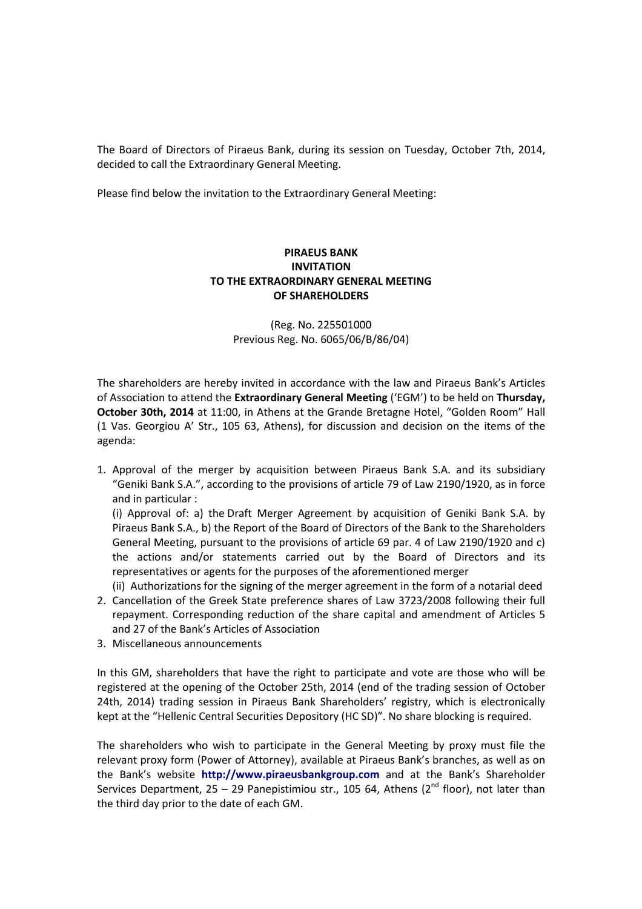The Board of Directors of Piraeus Bank, during its session on Tuesday, October 7th, 2014, decided to call the Extraordinary General Meeting.

Please find below the invitation to the Extraordinary General Meeting:

**PIRAEUS BANK**
**INVITATION**
**TO THE EXTRAORDINARY GENERAL MEETING**
**OF SHAREHOLDERS**

(Reg. No. 225501000
Previous Reg. No. 6065/06/B/86/04)

The shareholders are hereby invited in accordance with the law and Piraeus Bank's Articles of Association to attend the **Extraordinary General Meeting** ('EGM') to be held on **Thursday, October 30th, 2014** at 11:00, in Athens at the Grande Bretagne Hotel, "Golden Room" Hall (1 Vas. Georgiou A' Str., 105 63, Athens), for discussion and decision on the items of the agenda:

1. Approval of the merger by acquisition between Piraeus Bank S.A. and its subsidiary "Geniki Bank S.A.", according to the provisions of article 79 of Law 2190/1920, as in force and in particular :
   (i) Approval of: a) the Draft Merger Agreement by acquisition of Geniki Bank S.A. by Piraeus Bank S.A., b) the Report of the Board of Directors of the Bank to the Shareholders General Meeting, pursuant to the provisions of article 69 par. 4 of Law 2190/1920 and c) the actions and/or statements carried out by the Board of Directors and its representatives or agents for the purposes of the aforementioned merger
   (ii) Authorizations for the signing of the merger agreement in the form of a notarial deed
2. Cancellation of the Greek State preference shares of Law 3723/2008 following their full repayment. Corresponding reduction of the share capital and amendment of Articles 5 and 27 of the Bank's Articles of Association
3. Miscellaneous announcements

In this GM, shareholders that have the right to participate and vote are those who will be registered at the opening of the October 25th, 2014 (end of the trading session of October 24th, 2014) trading session in Piraeus Bank Shareholders' registry, which is electronically kept at the "Hellenic Central Securities Depository (HC SD)". No share blocking is required.

The shareholders who wish to participate in the General Meeting by proxy must file the relevant proxy form (Power of Attorney), available at Piraeus Bank's branches, as well as on the Bank's website **http://www.piraeusbankgroup.com** and at the Bank's Shareholder Services Department, 25 – 29 Panepistimiou str., 105 64, Athens (2nd floor), not later than the third day prior to the date of each GM.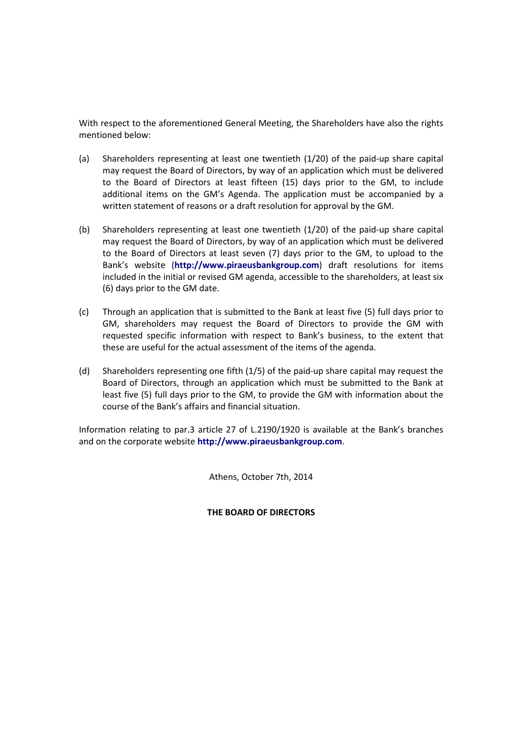With respect to the aforementioned General Meeting, the Shareholders have also the rights mentioned below:

(a) Shareholders representing at least one twentieth (1/20) of the paid-up share capital may request the Board of Directors, by way of an application which must be delivered to the Board of Directors at least fifteen (15) days prior to the GM, to include additional items on the GM's Agenda. The application must be accompanied by a written statement of reasons or a draft resolution for approval by the GM.

(b) Shareholders representing at least one twentieth (1/20) of the paid-up share capital may request the Board of Directors, by way of an application which must be delivered to the Board of Directors at least seven (7) days prior to the GM, to upload to the Bank's website (**http://www.piraeusbankgroup.com**) draft resolutions for items included in the initial or revised GM agenda, accessible to the shareholders, at least six (6) days prior to the GM date.

(c) Through an application that is submitted to the Bank at least five (5) full days prior to GM, shareholders may request the Board of Directors to provide the GM with requested specific information with respect to Bank's business, to the extent that these are useful for the actual assessment of the items of the agenda.

(d) Shareholders representing one fifth (1/5) of the paid-up share capital may request the Board of Directors, through an application which must be submitted to the Bank at least five (5) full days prior to the GM, to provide the GM with information about the course of the Bank's affairs and financial situation.

Information relating to par.3 article 27 of L.2190/1920 is available at the Bank's branches and on the corporate website **http://www.piraeusbankgroup.com**.

Athens, October 7th, 2014

**THE BOARD OF DIRECTORS**